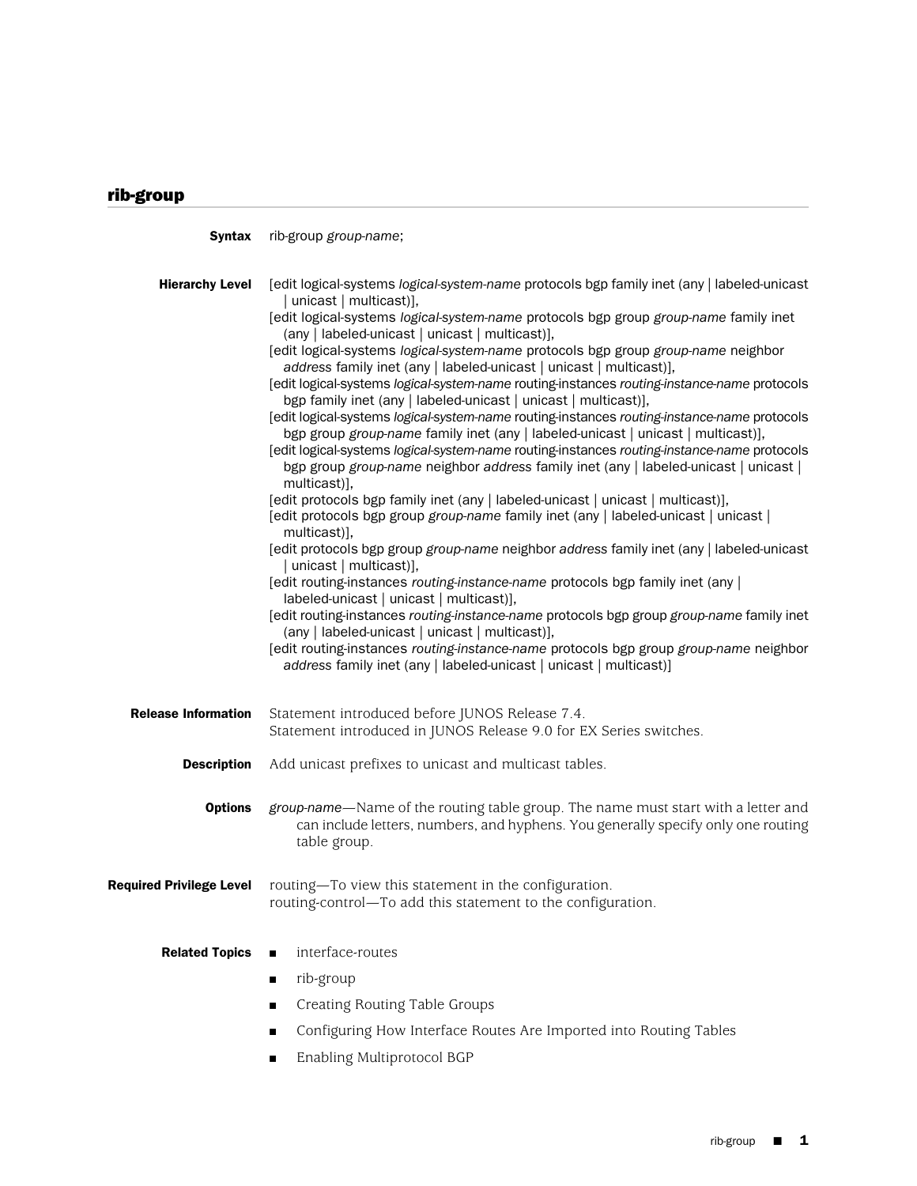## rib-group

**Syntax** rib-group *group-name*;

**Hierarchy Level**

[edit logical-systems *logical-system-name* protocols bgp family inet (any | labeled-unicast | unicast | multicast)],
[edit logical-systems *logical-system-name* protocols bgp group *group-name* family inet (any | labeled-unicast | unicast | multicast)],
[edit logical-systems *logical-system-name* protocols bgp group *group-name* neighbor *address* family inet (any | labeled-unicast | unicast | multicast)],
[edit logical-systems *logical-system-name* routing-instances *routing-instance-name* protocols bgp family inet (any | labeled-unicast | unicast | multicast)],
[edit logical-systems *logical-system-name* routing-instances *routing-instance-name* protocols bgp group *group-name* family inet (any | labeled-unicast | unicast | multicast)],
[edit logical-systems *logical-system-name* routing-instances *routing-instance-name* protocols bgp group *group-name* neighbor *address* family inet (any | labeled-unicast | unicast | multicast)],
[edit protocols bgp family inet (any | labeled-unicast | unicast | multicast)],
[edit protocols bgp group *group-name* family inet (any | labeled-unicast | unicast | multicast)],
[edit protocols bgp group *group-name* neighbor *address* family inet (any | labeled-unicast | unicast | multicast)],
[edit routing-instances *routing-instance-name* protocols bgp family inet (any | labeled-unicast | unicast | multicast)],
[edit routing-instances *routing-instance-name* protocols bgp group *group-name* family inet (any | labeled-unicast | unicast | multicast)],
[edit routing-instances *routing-instance-name* protocols bgp group *group-name* neighbor *address* family inet (any | labeled-unicast | unicast | multicast)]

**Release Information** Statement introduced before JUNOS Release 7.4.
Statement introduced in JUNOS Release 9.0 for EX Series switches.

**Description** Add unicast prefixes to unicast and multicast tables.

**Options** *group-name*—Name of the routing table group. The name must start with a letter and can include letters, numbers, and hyphens. You generally specify only one routing table group.

**Required Privilege Level** routing—To view this statement in the configuration.
routing-control—To add this statement to the configuration.

**Related Topics**

- interface-routes
- rib-group
- Creating Routing Table Groups
- Configuring How Interface Routes Are Imported into Routing Tables
- Enabling Multiprotocol BGP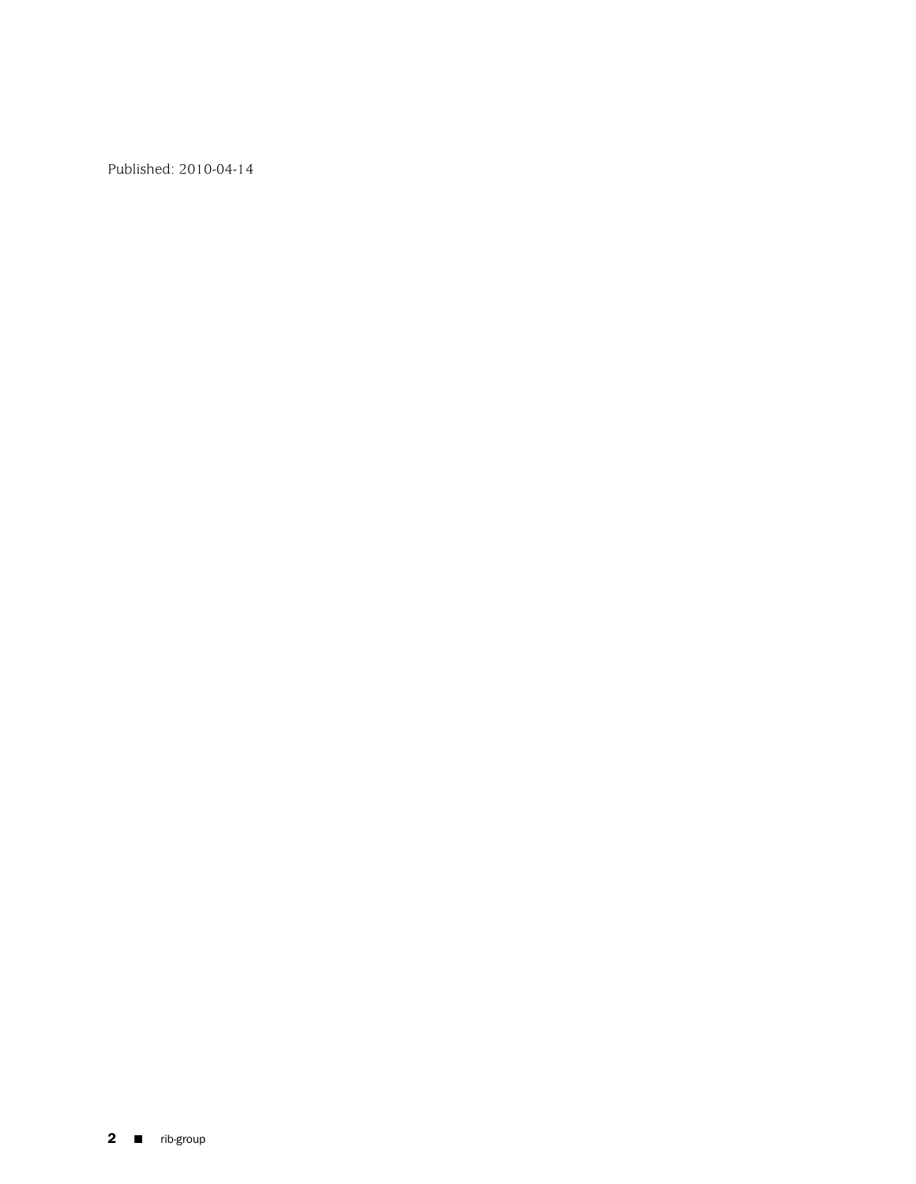Published: 2010-04-14